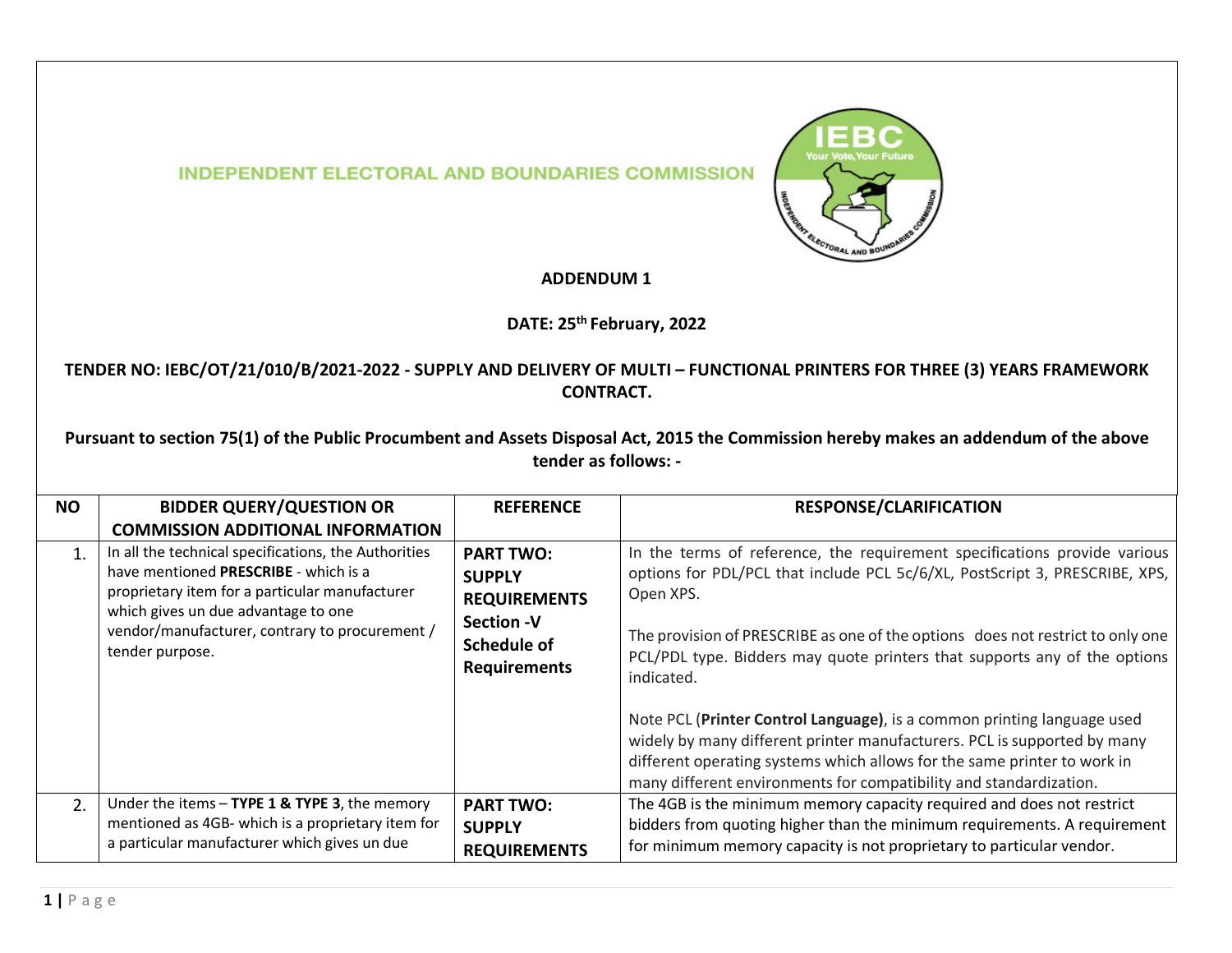INDEPENDENT ELECTORAL AND BOUNDARIES COMMISSION

**ADDENDUM 1**

**DATE: 25th February, 2022**

**TENDER NO: IEBC/OT/21/010/B/2021-2022 - SUPPLY AND DELIVERY OF MULTI – FUNCTIONAL PRINTERS FOR THREE (3) YEARS FRAMEWORK CONTRACT.**

**Pursuant to section 75(1) of the Public Procumbent and Assets Disposal Act, 2015 the Commission hereby makes an addendum of the above tender as follows: -**

| NO | BIDDER QUERY/QUESTION OR COMMISSION ADDITIONAL INFORMATION | REFERENCE | RESPONSE/CLARIFICATION |
|---|---|---|---|
| 1. | In all the technical specifications, the Authorities have mentioned **PRESCRIBE** - which is a proprietary item for a particular manufacturer which gives un due advantage to one vendor/manufacturer, contrary to procurement / tender purpose. | **PART TWO: SUPPLY REQUIREMENTS Section -V Schedule of Requirements** | In the terms of reference, the requirement specifications provide various options for PDL/PCL that include PCL 5c/6/XL, PostScript 3, PRESCRIBE, XPS, Open XPS.<br><br>The provision of PRESCRIBE as one of the options does not restrict to only one PCL/PDL type. Bidders may quote printers that supports any of the options indicated.<br><br>Note PCL (**Printer Control Language)**, is a common printing language used widely by many different printer manufacturers. PCL is supported by many different operating systems which allows for the same printer to work in many different environments for compatibility and standardization. |
| 2. | Under the items – **TYPE 1 & TYPE 3**, the memory mentioned as 4GB- which is a proprietary item for a particular manufacturer which gives un due | **PART TWO: SUPPLY REQUIREMENTS** | The 4GB is the minimum memory capacity required and does not restrict bidders from quoting higher than the minimum requirements. A requirement for minimum memory capacity is not proprietary to particular vendor. |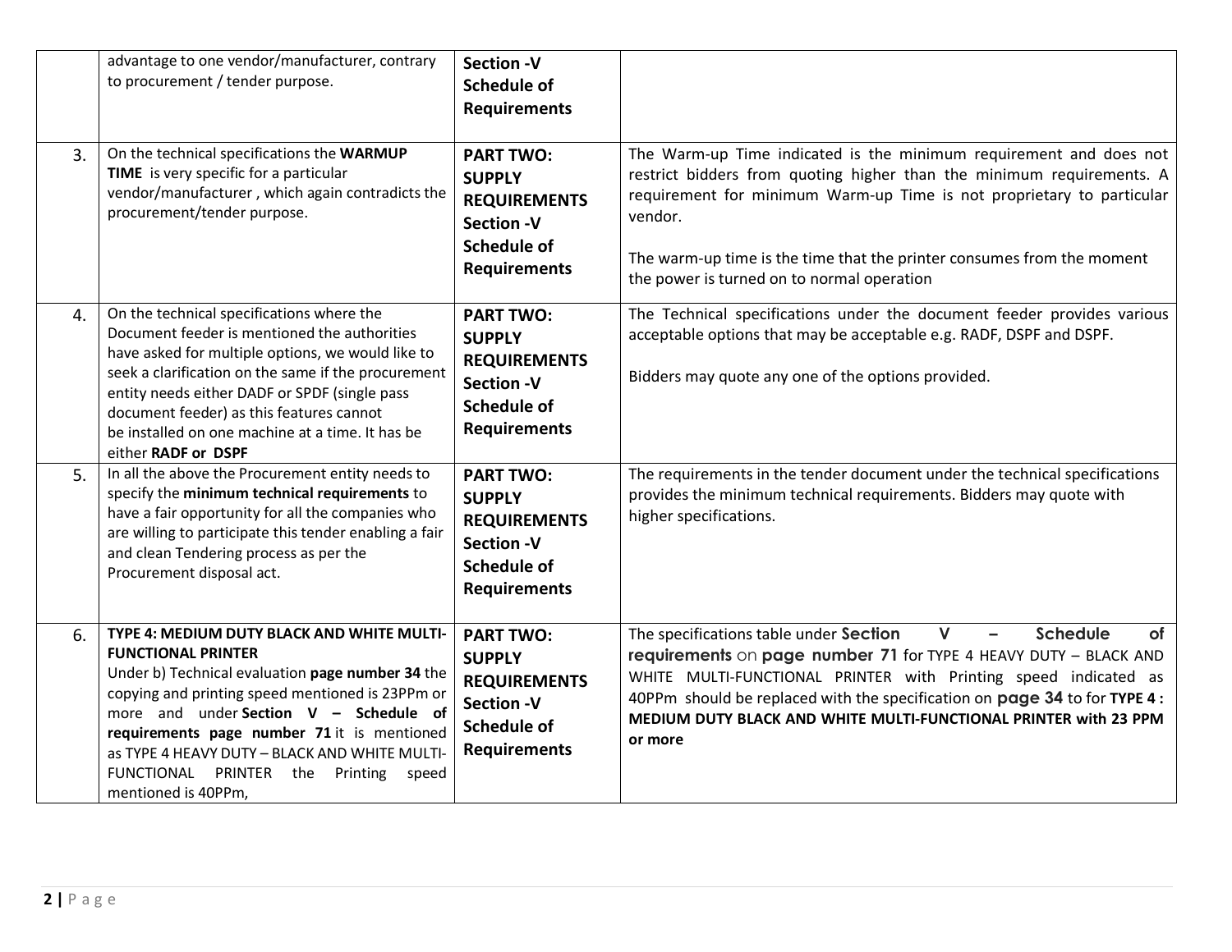| | | | |
|---|---|---|---|
| | advantage to one vendor/manufacturer, contrary to procurement / tender purpose. | **Section -V Schedule of Requirements** | |
| 3. | On the technical specifications the **WARMUP TIME** is very specific for a particular vendor/manufacturer , which again contradicts the procurement/tender purpose. | **PART TWO: SUPPLY REQUIREMENTS Section -V Schedule of Requirements** | The Warm-up Time indicated is the minimum requirement and does not restrict bidders from quoting higher than the minimum requirements. A requirement for minimum Warm-up Time is not proprietary to particular vendor.<br><br>The warm-up time is the time that the printer consumes from the moment the power is turned on to normal operation |
| 4. | On the technical specifications where the Document feeder is mentioned the authorities have asked for multiple options, we would like to seek a clarification on the same if the procurement entity needs either DADF or SPDF (single pass document feeder) as this features cannot be installed on one machine at a time. It has be either **RADF or DSPF** | **PART TWO: SUPPLY REQUIREMENTS Section -V Schedule of Requirements** | The Technical specifications under the document feeder provides various acceptable options that may be acceptable e.g. RADF, DSPF and DSPF.<br><br>Bidders may quote any one of the options provided. |
| 5. | In all the above the Procurement entity needs to specify the **minimum technical requirements** to have a fair opportunity for all the companies who are willing to participate this tender enabling a fair and clean Tendering process as per the Procurement disposal act. | **PART TWO: SUPPLY REQUIREMENTS Section -V Schedule of Requirements** | The requirements in the tender document under the technical specifications provides the minimum technical requirements. Bidders may quote with higher specifications. |
| 6. | **TYPE 4: MEDIUM DUTY BLACK AND WHITE MULTI-FUNCTIONAL PRINTER**<br>Under b) Technical evaluation **page number 34** the copying and printing speed mentioned is 23PPm or more and under **Section V – Schedule of requirements page number 71** it is mentioned as TYPE 4 HEAVY DUTY – BLACK AND WHITE MULTI-FUNCTIONAL PRINTER the Printing speed mentioned is 40PPm, | **PART TWO: SUPPLY REQUIREMENTS Section -V Schedule of Requirements** | The specifications table under **Section V – Schedule of requirements** on **page number 71** for TYPE 4 HEAVY DUTY – BLACK AND WHITE MULTI-FUNCTIONAL PRINTER with Printing speed indicated as 40PPm should be replaced with the specification on **page 34** to for **TYPE 4 : MEDIUM DUTY BLACK AND WHITE MULTI-FUNCTIONAL PRINTER with 23 PPM or more** |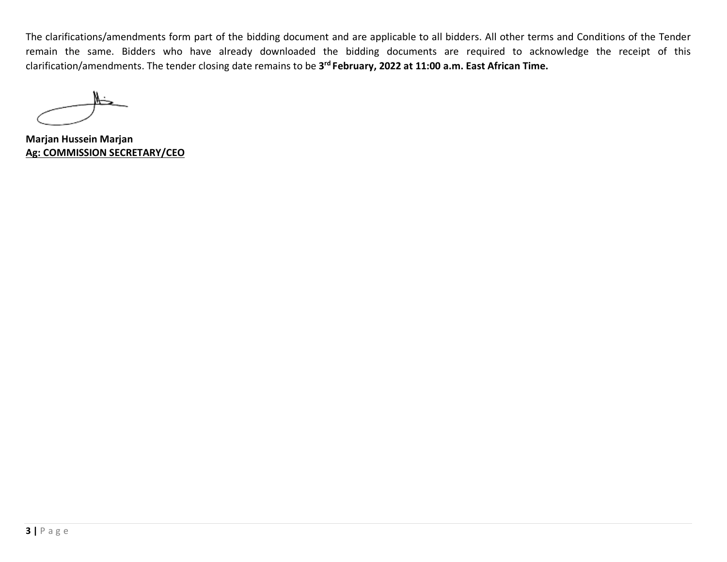The clarifications/amendments form part of the bidding document and are applicable to all bidders. All other terms and Conditions of the Tender remain the same. Bidders who have already downloaded the bidding documents are required to acknowledge the receipt of this clarification/amendments. The tender closing date remains to be **3rd February, 2022 at 11:00 a.m. East African Time.**

**Marjan Hussein Marjan**
**Ag: COMMISSION SECRETARY/CEO**